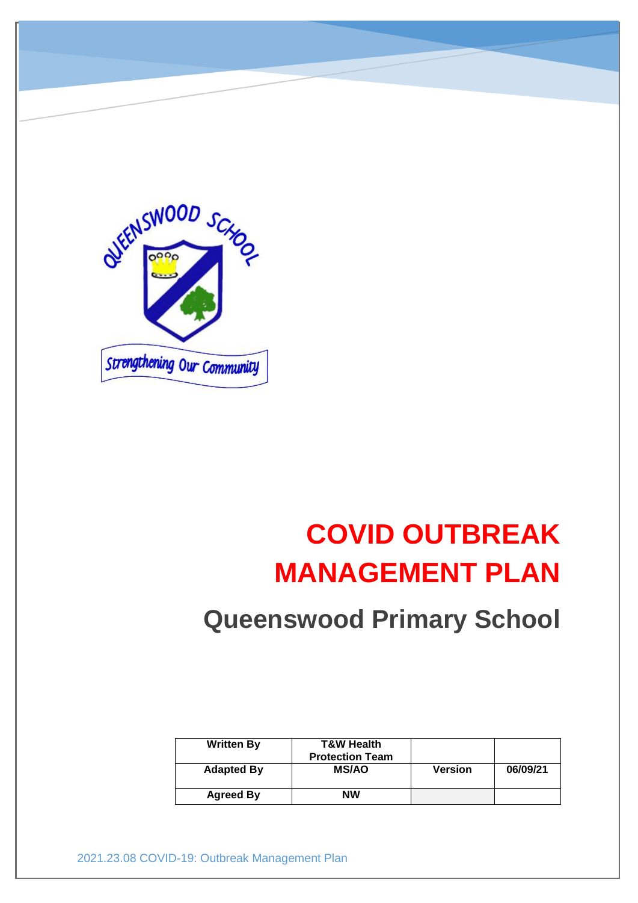QUEENSWOOD SCHOOL

Strengthening Our Community

# COVID OUTBREAK MANAGEMENT PLAN

## Queenswood Primary School

| Written By | T&W Health Protection Team | | |
|---|---|---|---|
| Adapted By | MS/AO | Version | 06/09/21 |
| Agreed By | NW | | |

2021.23.08 COVID-19: Outbreak Management Plan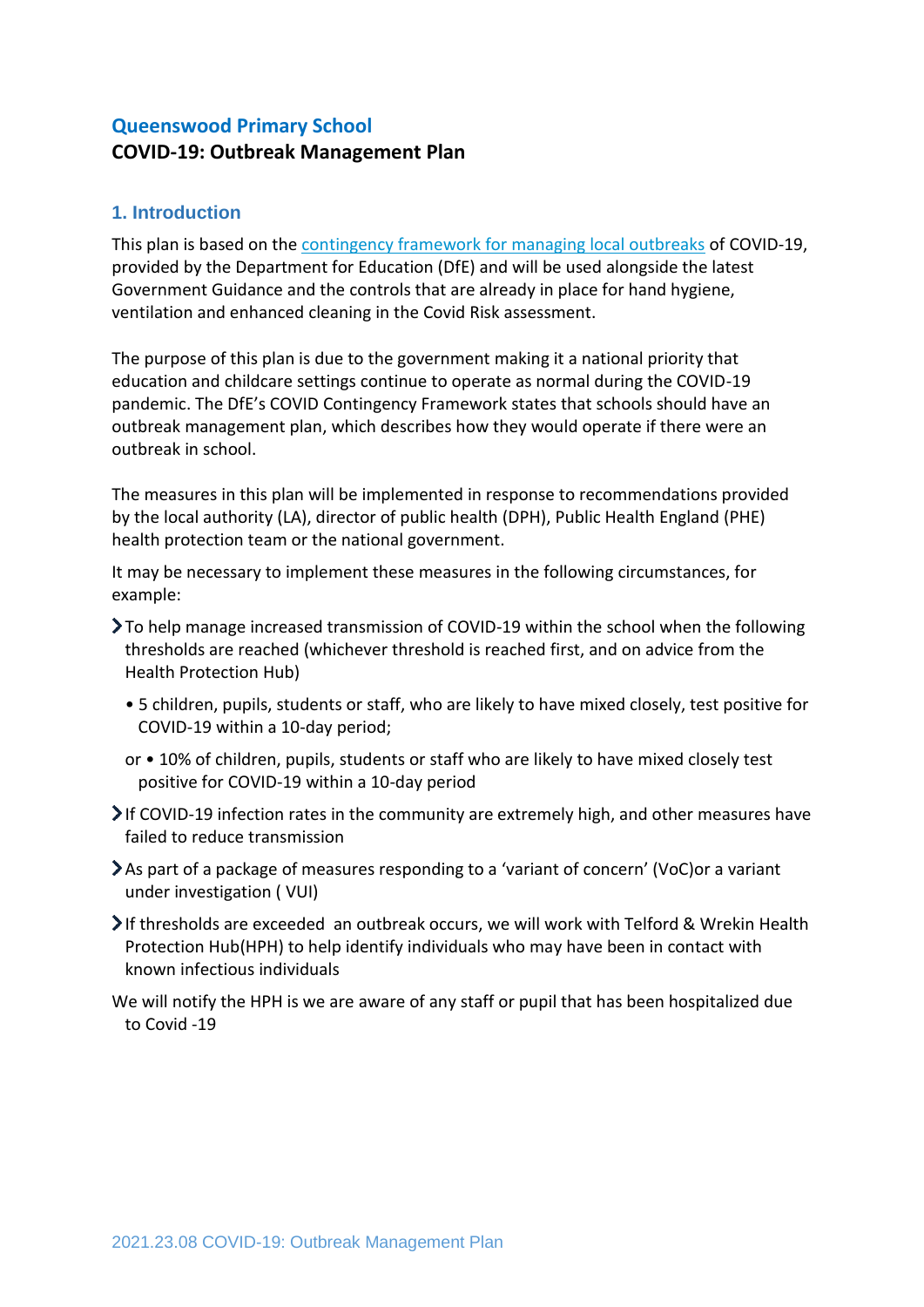**Queenswood Primary School**

**COVID-19: Outbreak Management Plan**

## 1. Introduction

This plan is based on the [contingency framework for managing local outbreaks] of COVID-19, provided by the Department for Education (DfE) and will be used alongside the latest Government Guidance and the controls that are already in place for hand hygiene, ventilation and enhanced cleaning in the Covid Risk assessment.

The purpose of this plan is due to the government making it a national priority that education and childcare settings continue to operate as normal during the COVID-19 pandemic. The DfE's COVID Contingency Framework states that schools should have an outbreak management plan, which describes how they would operate if there were an outbreak in school.

The measures in this plan will be implemented in response to recommendations provided by the local authority (LA), director of public health (DPH), Public Health England (PHE) health protection team or the national government.

It may be necessary to implement these measures in the following circumstances, for example:

- To help manage increased transmission of COVID-19 within the school when the following thresholds are reached (whichever threshold is reached first, and on advice from the Health Protection Hub)
  - 5 children, pupils, students or staff, who are likely to have mixed closely, test positive for COVID-19 within a 10-day period;
  
  or • 10% of children, pupils, students or staff who are likely to have mixed closely test positive for COVID-19 within a 10-day period
- If COVID-19 infection rates in the community are extremely high, and other measures have failed to reduce transmission
- As part of a package of measures responding to a 'variant of concern' (VoC)or a variant under investigation ( VUI)
- If thresholds are exceeded an outbreak occurs, we will work with Telford & Wrekin Health Protection Hub(HPH) to help identify individuals who may have been in contact with known infectious individuals

We will notify the HPH is we are aware of any staff or pupil that has been hospitalized due to Covid -19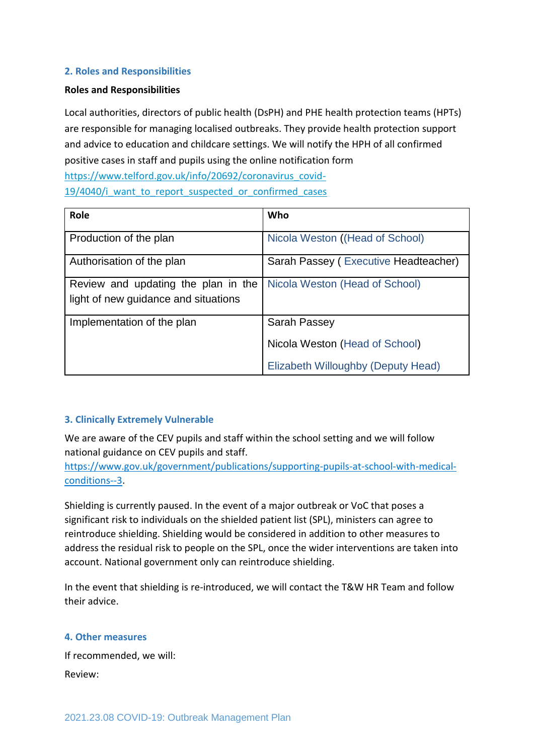## 2. Roles and Responsibilities

**Roles and Responsibilities**

Local authorities, directors of public health (DsPH) and PHE health protection teams (HPTs) are responsible for managing localised outbreaks. They provide health protection support and advice to education and childcare settings. We will notify the HPH of all confirmed positive cases in staff and pupils using the online notification form https://www.telford.gov.uk/info/20692/coronavirus_covid-19/4040/i_want_to_report_suspected_or_confirmed_cases

| Role | Who |
|---|---|
| Production of the plan | Nicola Weston ((Head of School) |
| Authorisation of the plan | Sarah Passey ( Executive Headteacher) |
| Review and updating the plan in the light of new guidance and situations | Nicola Weston (Head of School) |
| Implementation of the plan | Sarah Passey<br>Nicola Weston (Head of School)<br>Elizabeth Willoughby (Deputy Head) |

## 3. Clinically Extremely Vulnerable

We are aware of the CEV pupils and staff within the school setting and we will follow national guidance on CEV pupils and staff. https://www.gov.uk/government/publications/supporting-pupils-at-school-with-medical-conditions--3.

Shielding is currently paused. In the event of a major outbreak or VoC that poses a significant risk to individuals on the shielded patient list (SPL), ministers can agree to reintroduce shielding. Shielding would be considered in addition to other measures to address the residual risk to people on the SPL, once the wider interventions are taken into account. National government only can reintroduce shielding.

In the event that shielding is re-introduced, we will contact the T&W HR Team and follow their advice.

## 4. Other measures

If recommended, we will:

Review: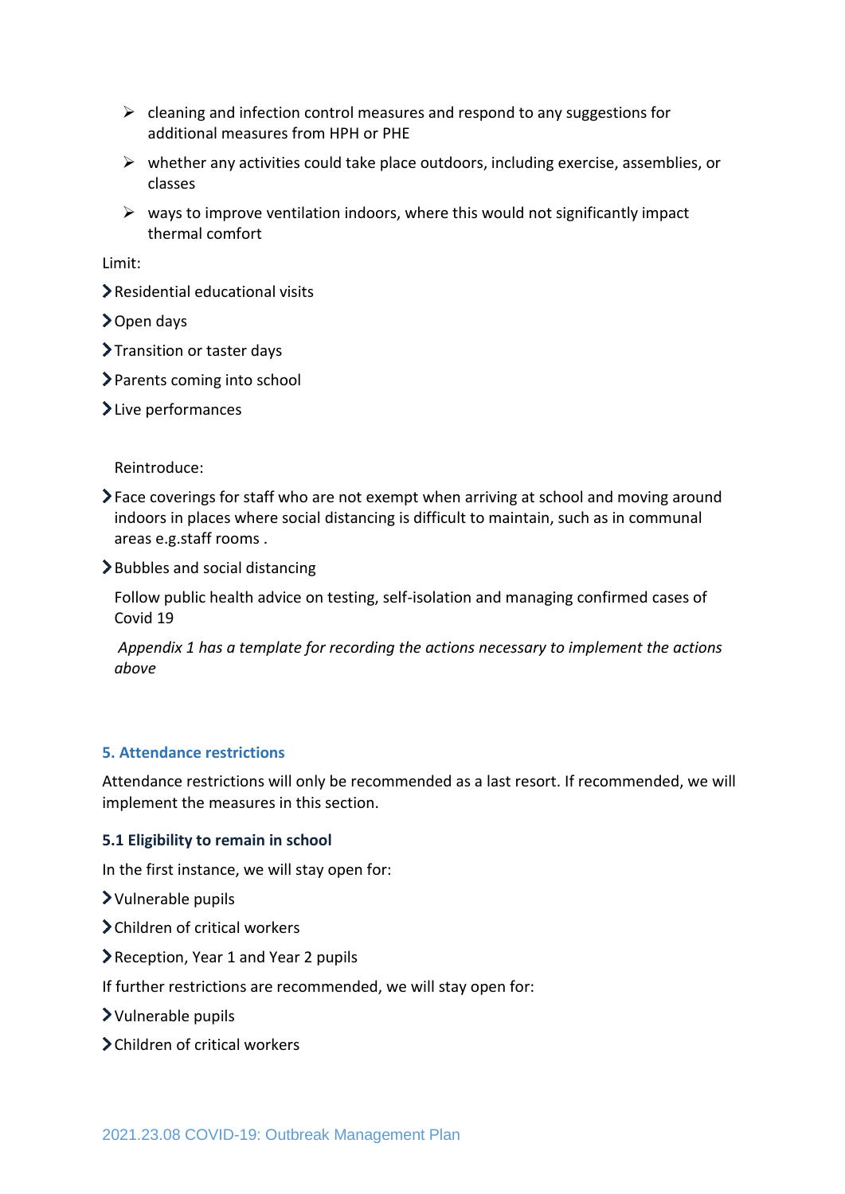- cleaning and infection control measures and respond to any suggestions for additional measures from HPH or PHE
- whether any activities could take place outdoors, including exercise, assemblies, or classes
- ways to improve ventilation indoors, where this would not significantly impact thermal comfort

Limit:

- Residential educational visits
- Open days
- Transition or taster days
- Parents coming into school
- Live performances

Reintroduce:

- Face coverings for staff who are not exempt when arriving at school and moving around indoors in places where social distancing is difficult to maintain, such as in communal areas e.g.staff rooms .
- Bubbles and social distancing

Follow public health advice on testing, self-isolation and managing confirmed cases of Covid 19

*Appendix 1 has a template for recording the actions necessary to implement the actions above*

### 5. Attendance restrictions

Attendance restrictions will only be recommended as a last resort. If recommended, we will implement the measures in this section.

#### 5.1 Eligibility to remain in school

In the first instance, we will stay open for:

- Vulnerable pupils
- Children of critical workers
- Reception, Year 1 and Year 2 pupils

If further restrictions are recommended, we will stay open for:

- Vulnerable pupils
- Children of critical workers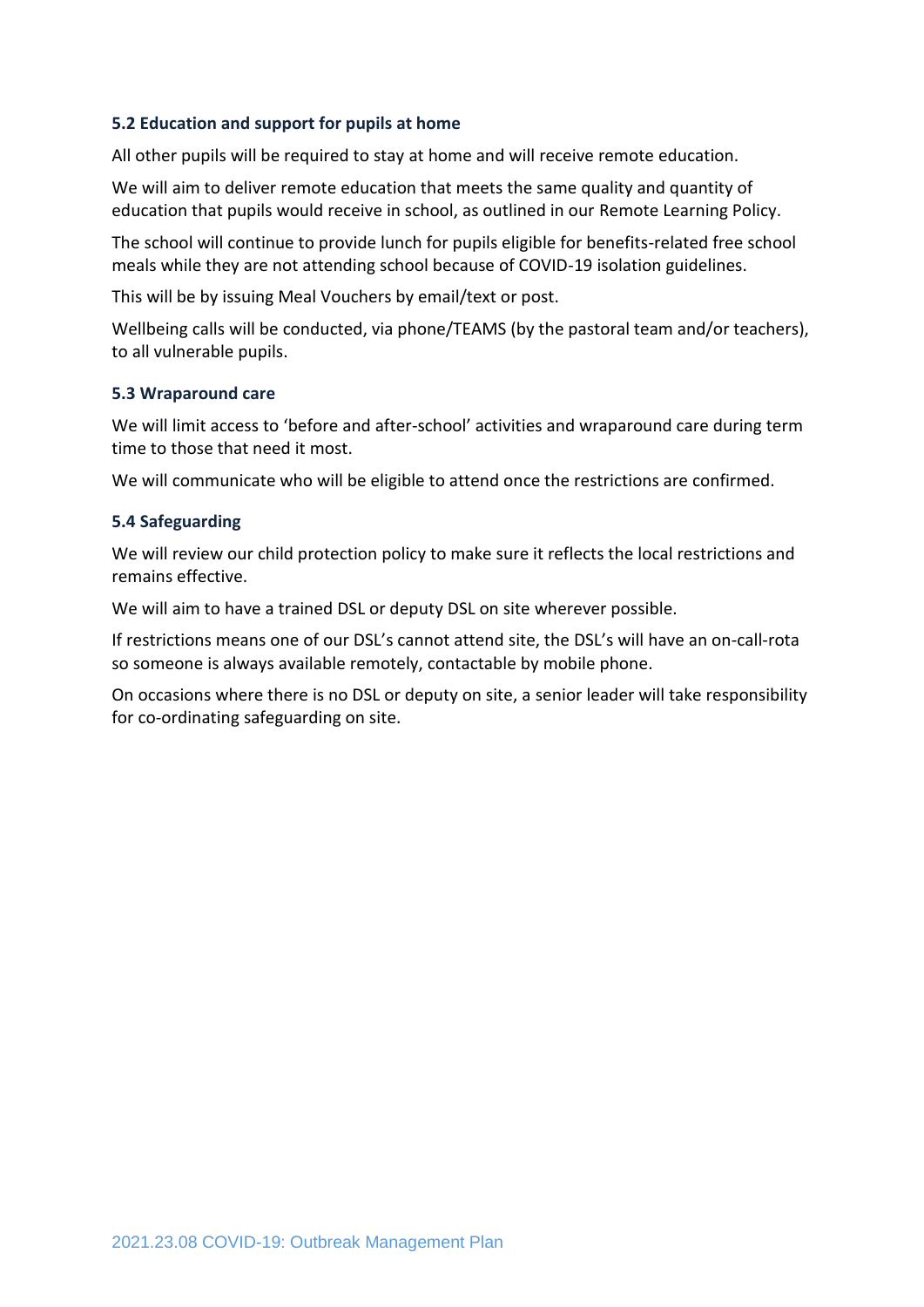### 5.2 Education and support for pupils at home

All other pupils will be required to stay at home and will receive remote education.

We will aim to deliver remote education that meets the same quality and quantity of education that pupils would receive in school, as outlined in our Remote Learning Policy.

The school will continue to provide lunch for pupils eligible for benefits-related free school meals while they are not attending school because of COVID-19 isolation guidelines.

This will be by issuing Meal Vouchers by email/text or post.

Wellbeing calls will be conducted, via phone/TEAMS (by the pastoral team and/or teachers), to all vulnerable pupils.

### 5.3 Wraparound care

We will limit access to 'before and after-school' activities and wraparound care during term time to those that need it most.

We will communicate who will be eligible to attend once the restrictions are confirmed.

### 5.4 Safeguarding

We will review our child protection policy to make sure it reflects the local restrictions and remains effective.

We will aim to have a trained DSL or deputy DSL on site wherever possible.

If restrictions means one of our DSL's cannot attend site, the DSL's will have an on-call-rota so someone is always available remotely, contactable by mobile phone.

On occasions where there is no DSL or deputy on site, a senior leader will take responsibility for co-ordinating safeguarding on site.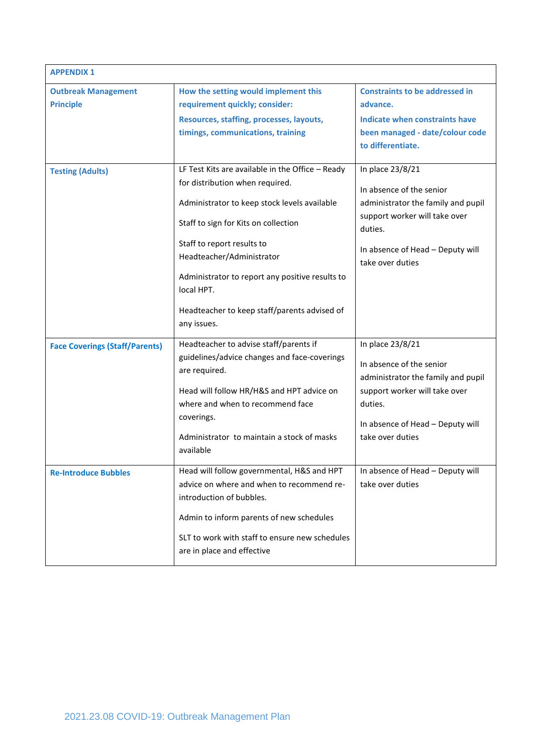| APPENDIX 1 | | |
|---|---|---|
| **Outbreak Management Principle** | **How the setting would implement this requirement quickly; consider:**<br>**Resources, staffing, processes, layouts, timings, communications, training** | **Constraints to be addressed in advance.**<br>**Indicate when constraints have been managed - date/colour code to differentiate.** |
| **Testing (Adults)** | LF Test Kits are available in the Office – Ready for distribution when required.<br>Administrator to keep stock levels available<br>Staff to sign for Kits on collection<br>Staff to report results to Headteacher/Administrator<br>Administrator to report any positive results to local HPT.<br>Headteacher to keep staff/parents advised of any issues. | In place 23/8/21<br>In absence of the senior administrator the family and pupil support worker will take over duties.<br>In absence of Head – Deputy will take over duties |
| **Face Coverings (Staff/Parents)** | Headteacher to advise staff/parents if guidelines/advice changes and face-coverings are required.<br>Head will follow HR/H&S and HPT advice on where and when to recommend face coverings.<br>Administrator to maintain a stock of masks available | In place 23/8/21<br>In absence of the senior administrator the family and pupil support worker will take over duties.<br>In absence of Head – Deputy will take over duties |
| **Re-Introduce Bubbles** | Head will follow governmental, H&S and HPT advice on where and when to recommend re-introduction of bubbles.<br>Admin to inform parents of new schedules<br>SLT to work with staff to ensure new schedules are in place and effective | In absence of Head – Deputy will take over duties |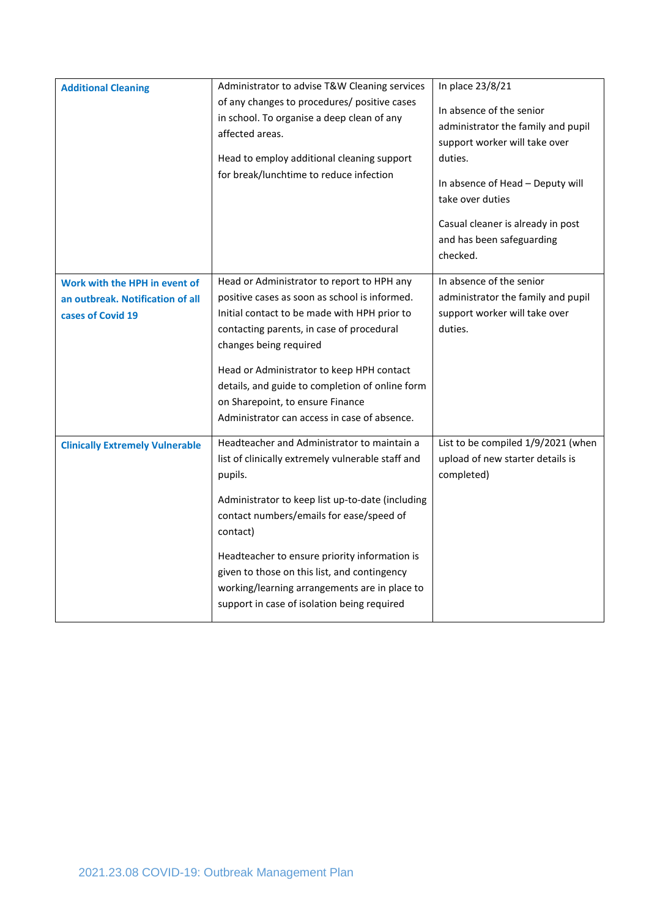| **Additional Cleaning** | Administrator to advise T&W Cleaning services of any changes to procedures/ positive cases in school. To organise a deep clean of any affected areas.<br><br>Head to employ additional cleaning support for break/lunchtime to reduce infection | In place 23/8/21<br><br>In absence of the senior administrator the family and pupil support worker will take over duties.<br><br>In absence of Head – Deputy will take over duties<br><br>Casual cleaner is already in post and has been safeguarding checked. |
|---|---|---|
| **Work with the HPH in event of an outbreak. Notification of all cases of Covid 19** | Head or Administrator to report to HPH any positive cases as soon as school is informed. Initial contact to be made with HPH prior to contacting parents, in case of procedural changes being required<br><br>Head or Administrator to keep HPH contact details, and guide to completion of online form on Sharepoint, to ensure Finance Administrator can access in case of absence. | In absence of the senior administrator the family and pupil support worker will take over duties. |
| **Clinically Extremely Vulnerable** | Headteacher and Administrator to maintain a list of clinically extremely vulnerable staff and pupils.<br><br>Administrator to keep list up-to-date (including contact numbers/emails for ease/speed of contact)<br><br>Headteacher to ensure priority information is given to those on this list, and contingency working/learning arrangements are in place to support in case of isolation being required | List to be compiled 1/9/2021 (when upload of new starter details is completed) |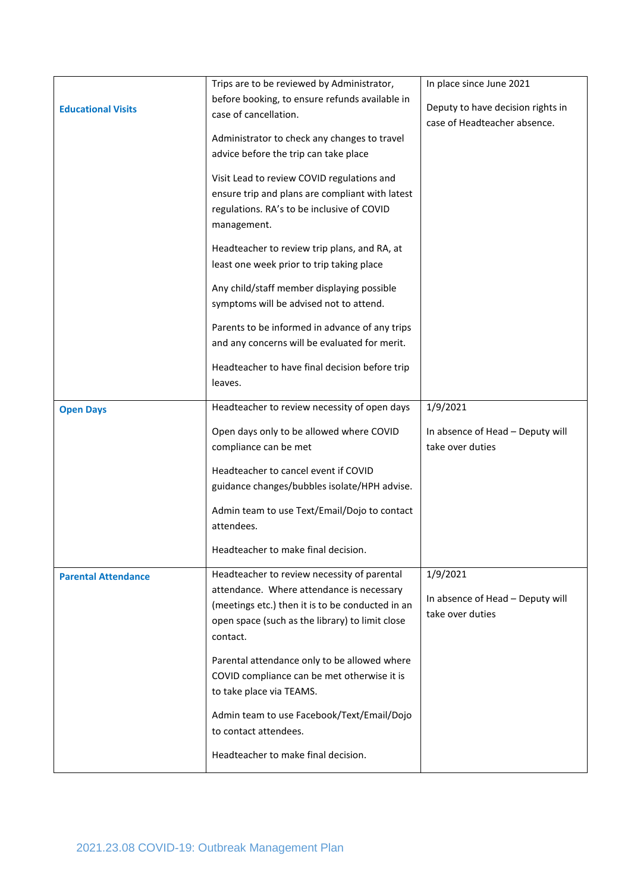| | | |
|---|---|---|
| **Educational Visits** | Trips are to be reviewed by Administrator, before booking, to ensure refunds available in case of cancellation.<br><br>Administrator to check any changes to travel advice before the trip can take place<br><br>Visit Lead to review COVID regulations and ensure trip and plans are compliant with latest regulations. RA's to be inclusive of COVID management.<br><br>Headteacher to review trip plans, and RA, at least one week prior to trip taking place<br><br>Any child/staff member displaying possible symptoms will be advised not to attend.<br><br>Parents to be informed in advance of any trips and any concerns will be evaluated for merit.<br><br>Headteacher to have final decision before trip leaves. | In place since June 2021<br><br>Deputy to have decision rights in case of Headteacher absence. |
| **Open Days** | Headteacher to review necessity of open days<br><br>Open days only to be allowed where COVID compliance can be met<br><br>Headteacher to cancel event if COVID guidance changes/bubbles isolate/HPH advise.<br><br>Admin team to use Text/Email/Dojo to contact attendees.<br><br>Headteacher to make final decision. | 1/9/2021<br><br>In absence of Head – Deputy will take over duties |
| **Parental Attendance** | Headteacher to review necessity of parental attendance. Where attendance is necessary (meetings etc.) then it is to be conducted in an open space (such as the library) to limit close contact.<br><br>Parental attendance only to be allowed where COVID compliance can be met otherwise it is to take place via TEAMS.<br><br>Admin team to use Facebook/Text/Email/Dojo to contact attendees.<br><br>Headteacher to make final decision. | 1/9/2021<br><br>In absence of Head – Deputy will take over duties |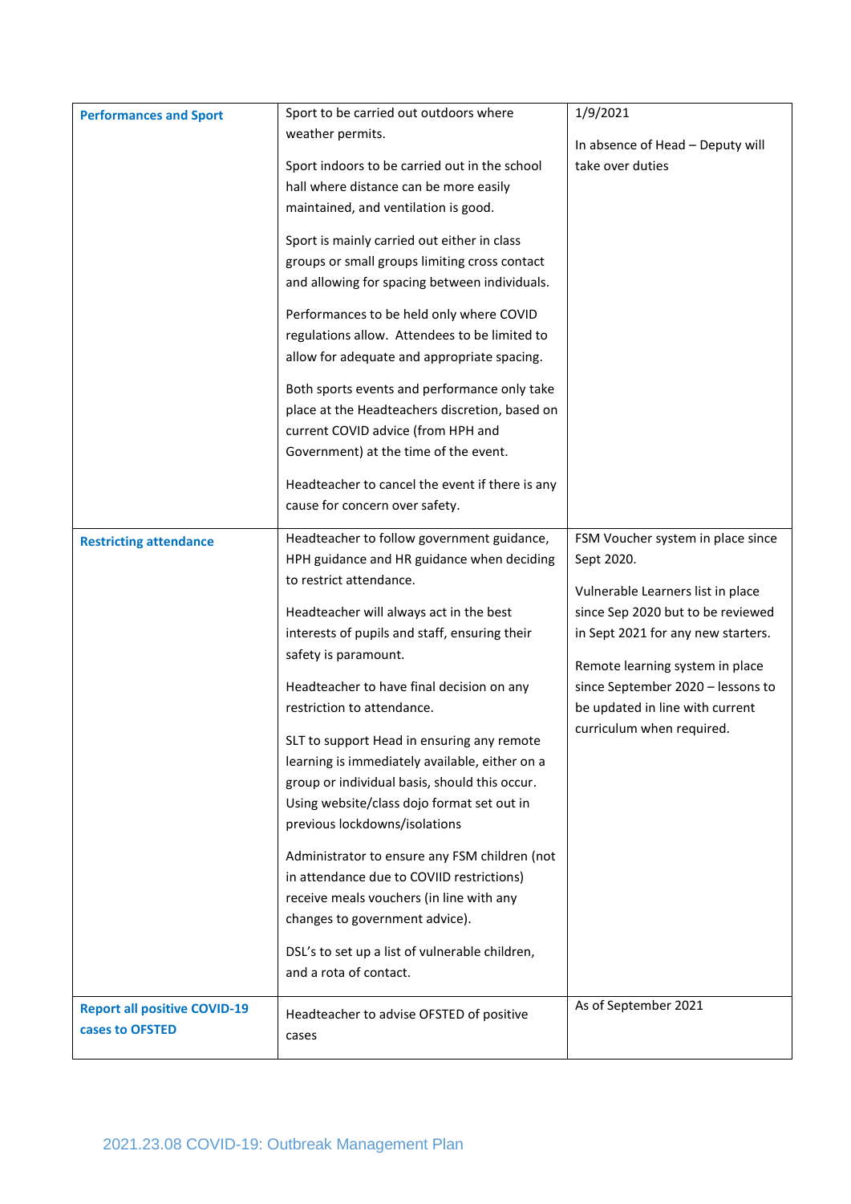| | | |
|---|---|---|
| **Performances and Sport** | Sport to be carried out outdoors where weather permits.<br><br>Sport indoors to be carried out in the school hall where distance can be more easily maintained, and ventilation is good.<br><br>Sport is mainly carried out either in class groups or small groups limiting cross contact and allowing for spacing between individuals.<br><br>Performances to be held only where COVID regulations allow. Attendees to be limited to allow for adequate and appropriate spacing.<br><br>Both sports events and performance only take place at the Headteachers discretion, based on current COVID advice (from HPH and Government) at the time of the event.<br><br>Headteacher to cancel the event if there is any cause for concern over safety. | 1/9/2021<br><br>In absence of Head – Deputy will take over duties |
| **Restricting attendance** | Headteacher to follow government guidance, HPH guidance and HR guidance when deciding to restrict attendance.<br><br>Headteacher will always act in the best interests of pupils and staff, ensuring their safety is paramount.<br><br>Headteacher to have final decision on any restriction to attendance.<br><br>SLT to support Head in ensuring any remote learning is immediately available, either on a group or individual basis, should this occur. Using website/class dojo format set out in previous lockdowns/isolations<br><br>Administrator to ensure any FSM children (not in attendance due to COVIID restrictions) receive meals vouchers (in line with any changes to government advice).<br><br>DSL's to set up a list of vulnerable children, and a rota of contact. | FSM Voucher system in place since Sept 2020.<br><br>Vulnerable Learners list in place since Sep 2020 but to be reviewed in Sept 2021 for any new starters.<br><br>Remote learning system in place since September 2020 – lessons to be updated in line with current curriculum when required. |
| **Report all positive COVID-19 cases to OFSTED** | Headteacher to advise OFSTED of positive cases | As of September 2021 |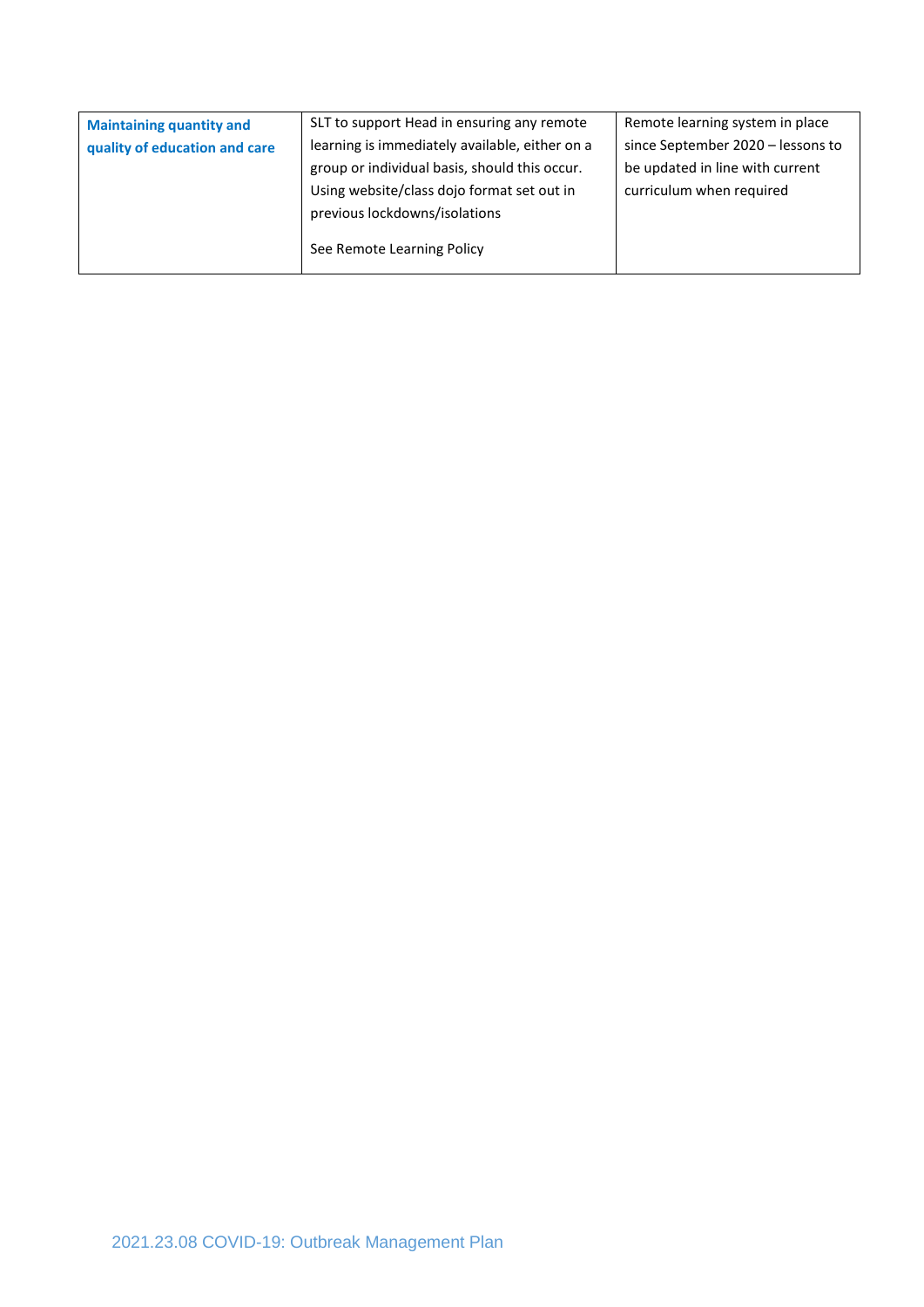| | | |
|---|---|---|
| **Maintaining quantity and quality of education and care** | SLT to support Head in ensuring any remote learning is immediately available, either on a group or individual basis, should this occur. Using website/class dojo format set out in previous lockdowns/isolations<br><br>See Remote Learning Policy | Remote learning system in place since September 2020 – lessons to be updated in line with current curriculum when required |